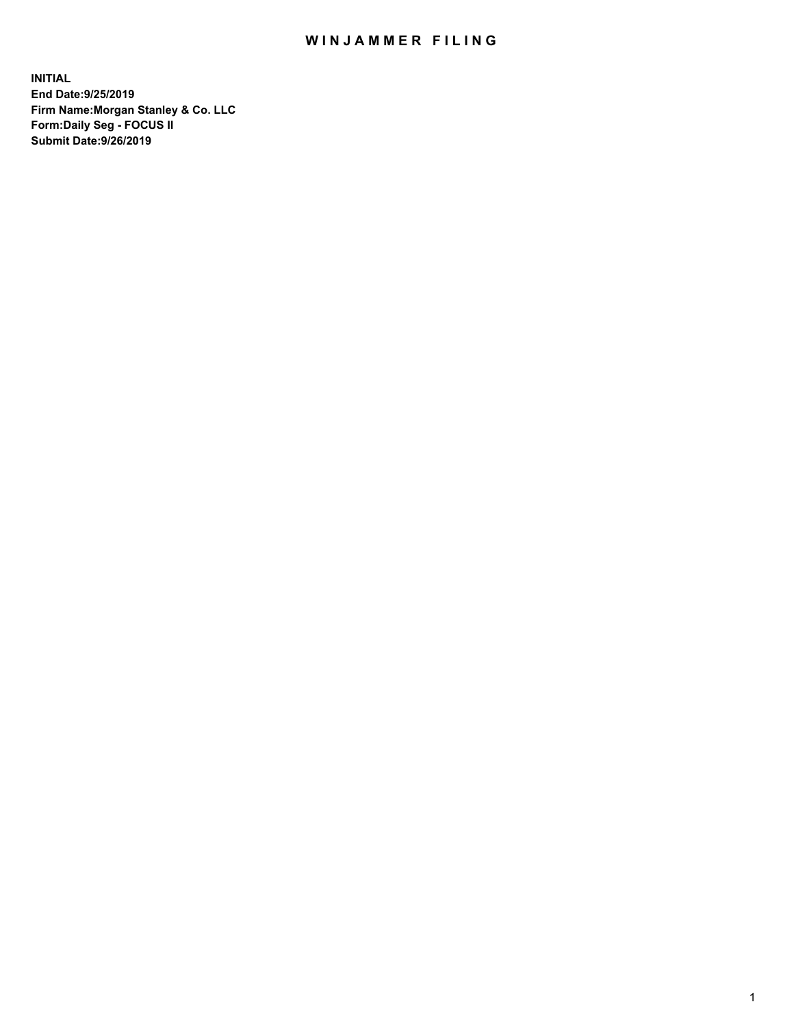# WINJAMMER FILING

**INITIAL**
**End Date:9/25/2019**
**Firm Name:Morgan Stanley & Co. LLC**
**Form:Daily Seg - FOCUS II**
**Submit Date:9/26/2019**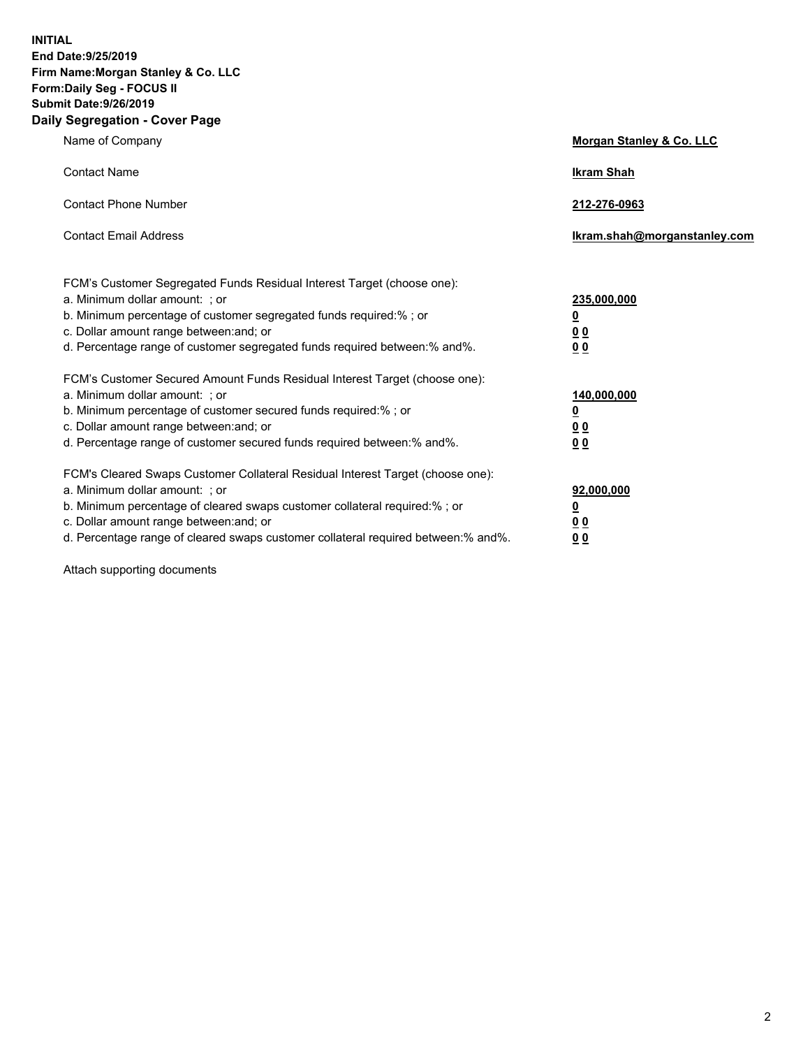**INITIAL**
**End Date:9/25/2019**
**Firm Name:Morgan Stanley & Co. LLC**
**Form:Daily Seg - FOCUS II**
**Submit Date:9/26/2019**

## Daily Segregation - Cover Page

| | |
|---|---|
| Name of Company | **Morgan Stanley & Co. LLC** |
| Contact Name | **Ikram Shah** |
| Contact Phone Number | **212-276-0963** |
| Contact Email Address | **Ikram.shah@morganstanley.com** |

| | |
|---|---|
| FCM's Customer Segregated Funds Residual Interest Target (choose one): | |
| a. Minimum dollar amount: ; or | **235,000,000** |
| b. Minimum percentage of customer segregated funds required:% ; or | **0** |
| c. Dollar amount range between:and; or | **0 0** |
| d. Percentage range of customer segregated funds required between:% and%. | **0 0** |

| | |
|---|---|
| FCM's Customer Secured Amount Funds Residual Interest Target (choose one): | |
| a. Minimum dollar amount: ; or | **140,000,000** |
| b. Minimum percentage of customer secured funds required:% ; or | **0** |
| c. Dollar amount range between:and; or | **0 0** |
| d. Percentage range of customer secured funds required between:% and%. | **0 0** |

| | |
|---|---|
| FCM's Cleared Swaps Customer Collateral Residual Interest Target (choose one): | |
| a. Minimum dollar amount: ; or | **92,000,000** |
| b. Minimum percentage of cleared swaps customer collateral required:% ; or | **0** |
| c. Dollar amount range between:and; or | **0 0** |
| d. Percentage range of cleared swaps customer collateral required between:% and%. | **0 0** |

Attach supporting documents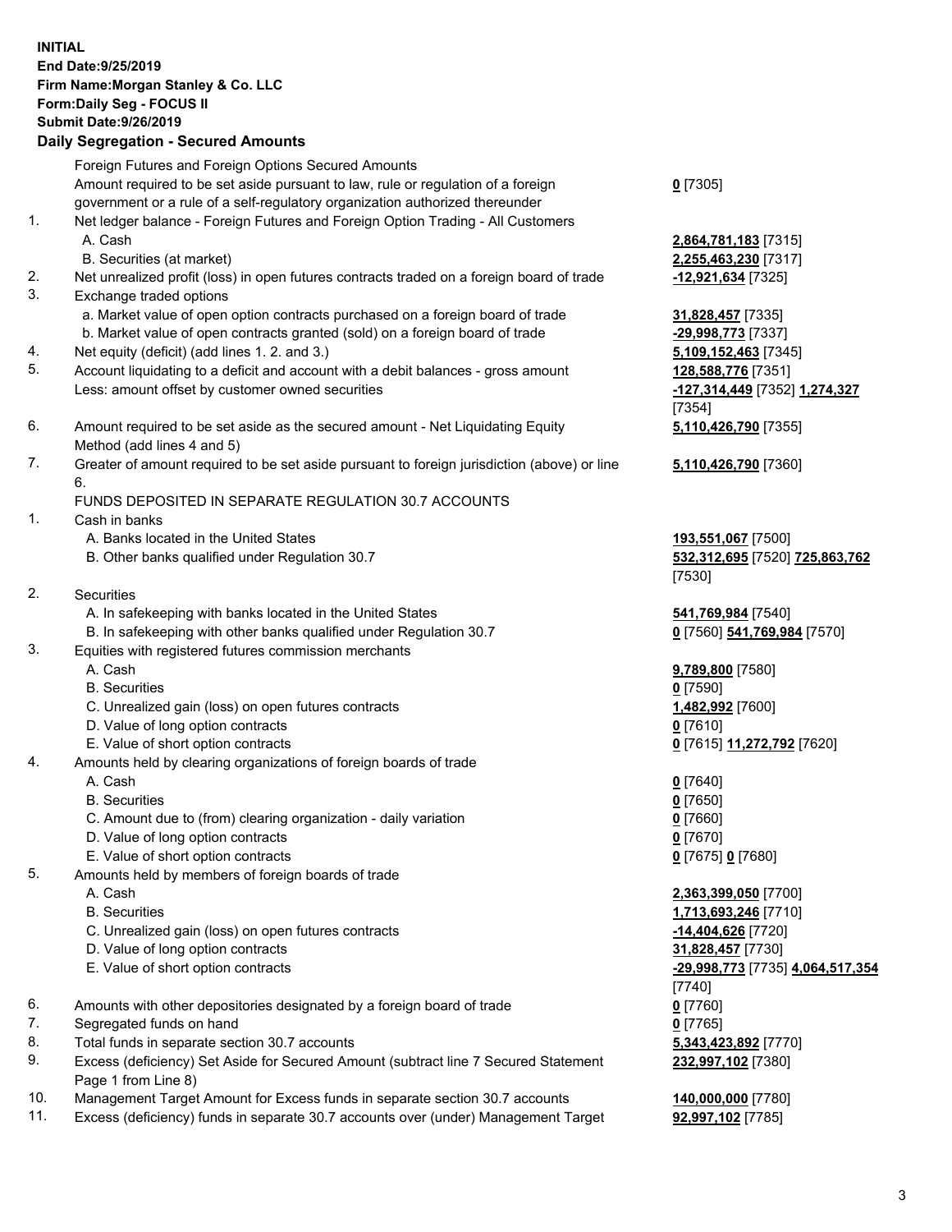**INITIAL**
**End Date:9/25/2019**
**Firm Name:Morgan Stanley & Co. LLC**
**Form:Daily Seg - FOCUS II**
**Submit Date:9/26/2019**

### Daily Segregation - Secured Amounts

| | | |
|---|---|---|
| | Foreign Futures and Foreign Options Secured Amounts | |
| | Amount required to be set aside pursuant to law, rule or regulation of a foreign government or a rule of a self-regulatory organization authorized thereunder | **0** [7305] |
| 1. | Net ledger balance - Foreign Futures and Foreign Option Trading - All Customers | |
| | A. Cash | **2,864,781,183** [7315] |
| | B. Securities (at market) | **2,255,463,230** [7317] |
| 2. | Net unrealized profit (loss) in open futures contracts traded on a foreign board of trade | **-12,921,634** [7325] |
| 3. | Exchange traded options | |
| | a. Market value of open option contracts purchased on a foreign board of trade | **31,828,457** [7335] |
| | b. Market value of open contracts granted (sold) on a foreign board of trade | **-29,998,773** [7337] |
| 4. | Net equity (deficit) (add lines 1. 2. and 3.) | **5,109,152,463** [7345] |
| 5. | Account liquidating to a deficit and account with a debit balances - gross amount | **128,588,776** [7351] |
| | Less: amount offset by customer owned securities | **-127,314,449** [7352] **1,274,327** [7354] |
| 6. | Amount required to be set aside as the secured amount - Net Liquidating Equity Method (add lines 4 and 5) | **5,110,426,790** [7355] |
| 7. | Greater of amount required to be set aside pursuant to foreign jurisdiction (above) or line 6. | **5,110,426,790** [7360] |
| | FUNDS DEPOSITED IN SEPARATE REGULATION 30.7 ACCOUNTS | |
| 1. | Cash in banks | |
| | A. Banks located in the United States | **193,551,067** [7500] |
| | B. Other banks qualified under Regulation 30.7 | **532,312,695** [7520] **725,863,762** [7530] |
| 2. | Securities | |
| | A. In safekeeping with banks located in the United States | **541,769,984** [7540] |
| | B. In safekeeping with other banks qualified under Regulation 30.7 | **0** [7560] **541,769,984** [7570] |
| 3. | Equities with registered futures commission merchants | |
| | A. Cash | **9,789,800** [7580] |
| | B. Securities | **0** [7590] |
| | C. Unrealized gain (loss) on open futures contracts | **1,482,992** [7600] |
| | D. Value of long option contracts | **0** [7610] |
| | E. Value of short option contracts | **0** [7615] **11,272,792** [7620] |
| 4. | Amounts held by clearing organizations of foreign boards of trade | |
| | A. Cash | **0** [7640] |
| | B. Securities | **0** [7650] |
| | C. Amount due to (from) clearing organization - daily variation | **0** [7660] |
| | D. Value of long option contracts | **0** [7670] |
| | E. Value of short option contracts | **0** [7675] **0** [7680] |
| 5. | Amounts held by members of foreign boards of trade | |
| | A. Cash | **2,363,399,050** [7700] |
| | B. Securities | **1,713,693,246** [7710] |
| | C. Unrealized gain (loss) on open futures contracts | **-14,404,626** [7720] |
| | D. Value of long option contracts | **31,828,457** [7730] |
| | E. Value of short option contracts | **-29,998,773** [7735] **4,064,517,354** [7740] |
| 6. | Amounts with other depositories designated by a foreign board of trade | **0** [7760] |
| 7. | Segregated funds on hand | **0** [7765] |
| 8. | Total funds in separate section 30.7 accounts | **5,343,423,892** [7770] |
| 9. | Excess (deficiency) Set Aside for Secured Amount (subtract line 7 Secured Statement Page 1 from Line 8) | **232,997,102** [7380] |
| 10. | Management Target Amount for Excess funds in separate section 30.7 accounts | **140,000,000** [7780] |
| 11. | Excess (deficiency) funds in separate 30.7 accounts over (under) Management Target | **92,997,102** [7785] |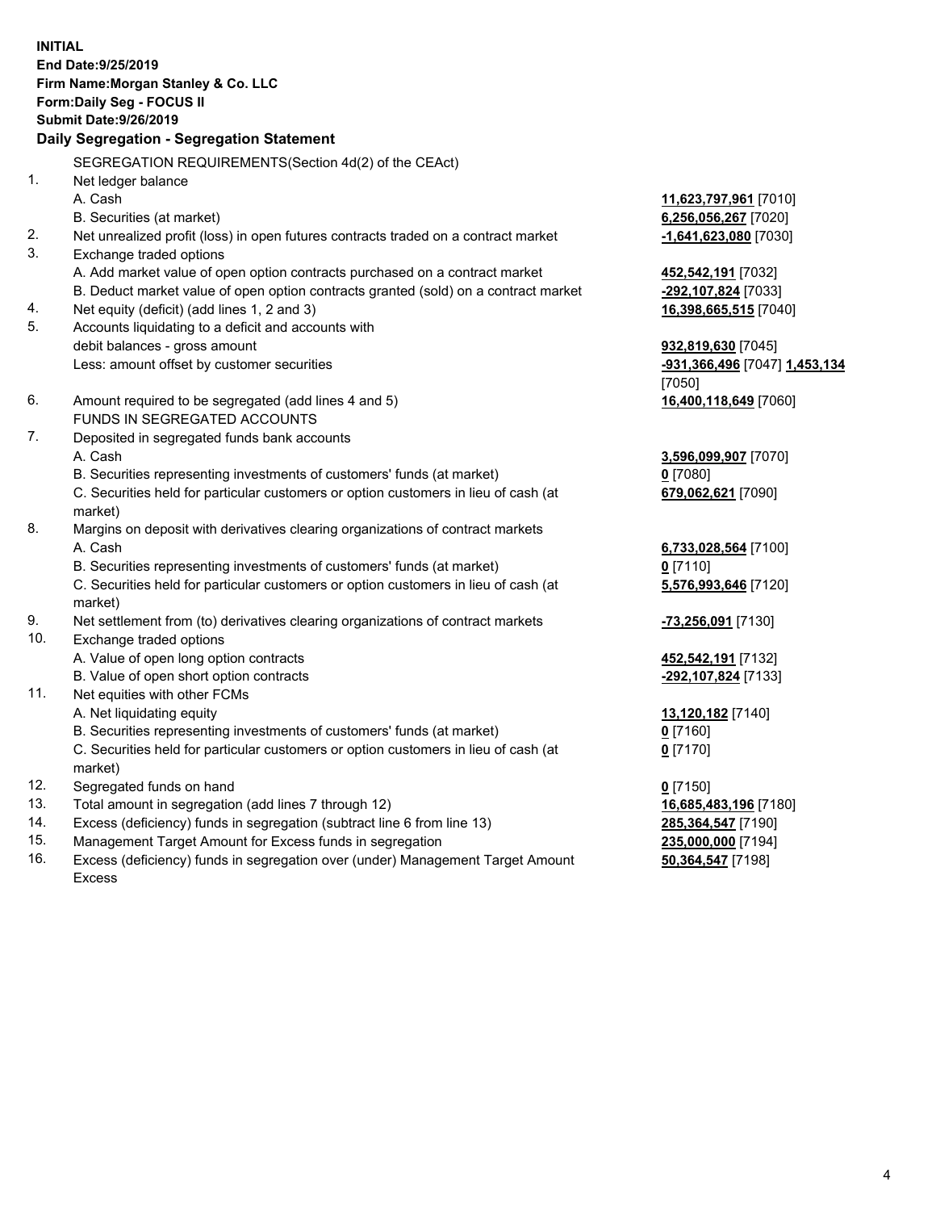**INITIAL**
**End Date:9/25/2019**
**Firm Name:Morgan Stanley & Co. LLC**
**Form:Daily Seg - FOCUS II**
**Submit Date:9/26/2019**

### Daily Segregation - Segregation Statement

| | | |
|---|---|---|
| | SEGREGATION REQUIREMENTS(Section 4d(2) of the CEAct) | |
| 1. | Net ledger balance | |
| | A. Cash | **11,623,797,961** [7010] |
| | B. Securities (at market) | **6,256,056,267** [7020] |
| 2. | Net unrealized profit (loss) in open futures contracts traded on a contract market | **-1,641,623,080** [7030] |
| 3. | Exchange traded options | |
| | A. Add market value of open option contracts purchased on a contract market | **452,542,191** [7032] |
| | B. Deduct market value of open option contracts granted (sold) on a contract market | **-292,107,824** [7033] |
| 4. | Net equity (deficit) (add lines 1, 2 and 3) | **16,398,665,515** [7040] |
| 5. | Accounts liquidating to a deficit and accounts with debit balances - gross amount | **932,819,630** [7045] |
| | Less: amount offset by customer securities | **-931,366,496** [7047] **1,453,134** [7050] |
| 6. | Amount required to be segregated (add lines 4 and 5) | **16,400,118,649** [7060] |
| | FUNDS IN SEGREGATED ACCOUNTS | |
| 7. | Deposited in segregated funds bank accounts | |
| | A. Cash | **3,596,099,907** [7070] |
| | B. Securities representing investments of customers' funds (at market) | **0** [7080] |
| | C. Securities held for particular customers or option customers in lieu of cash (at market) | **679,062,621** [7090] |
| 8. | Margins on deposit with derivatives clearing organizations of contract markets | |
| | A. Cash | **6,733,028,564** [7100] |
| | B. Securities representing investments of customers' funds (at market) | **0** [7110] |
| | C. Securities held for particular customers or option customers in lieu of cash (at market) | **5,576,993,646** [7120] |
| 9. | Net settlement from (to) derivatives clearing organizations of contract markets | **-73,256,091** [7130] |
| 10. | Exchange traded options | |
| | A. Value of open long option contracts | **452,542,191** [7132] |
| | B. Value of open short option contracts | **-292,107,824** [7133] |
| 11. | Net equities with other FCMs | |
| | A. Net liquidating equity | **13,120,182** [7140] |
| | B. Securities representing investments of customers' funds (at market) | **0** [7160] |
| | C. Securities held for particular customers or option customers in lieu of cash (at market) | **0** [7170] |
| 12. | Segregated funds on hand | **0** [7150] |
| 13. | Total amount in segregation (add lines 7 through 12) | **16,685,483,196** [7180] |
| 14. | Excess (deficiency) funds in segregation (subtract line 6 from line 13) | **285,364,547** [7190] |
| 15. | Management Target Amount for Excess funds in segregation | **235,000,000** [7194] |
| 16. | Excess (deficiency) funds in segregation over (under) Management Target Amount Excess | **50,364,547** [7198] |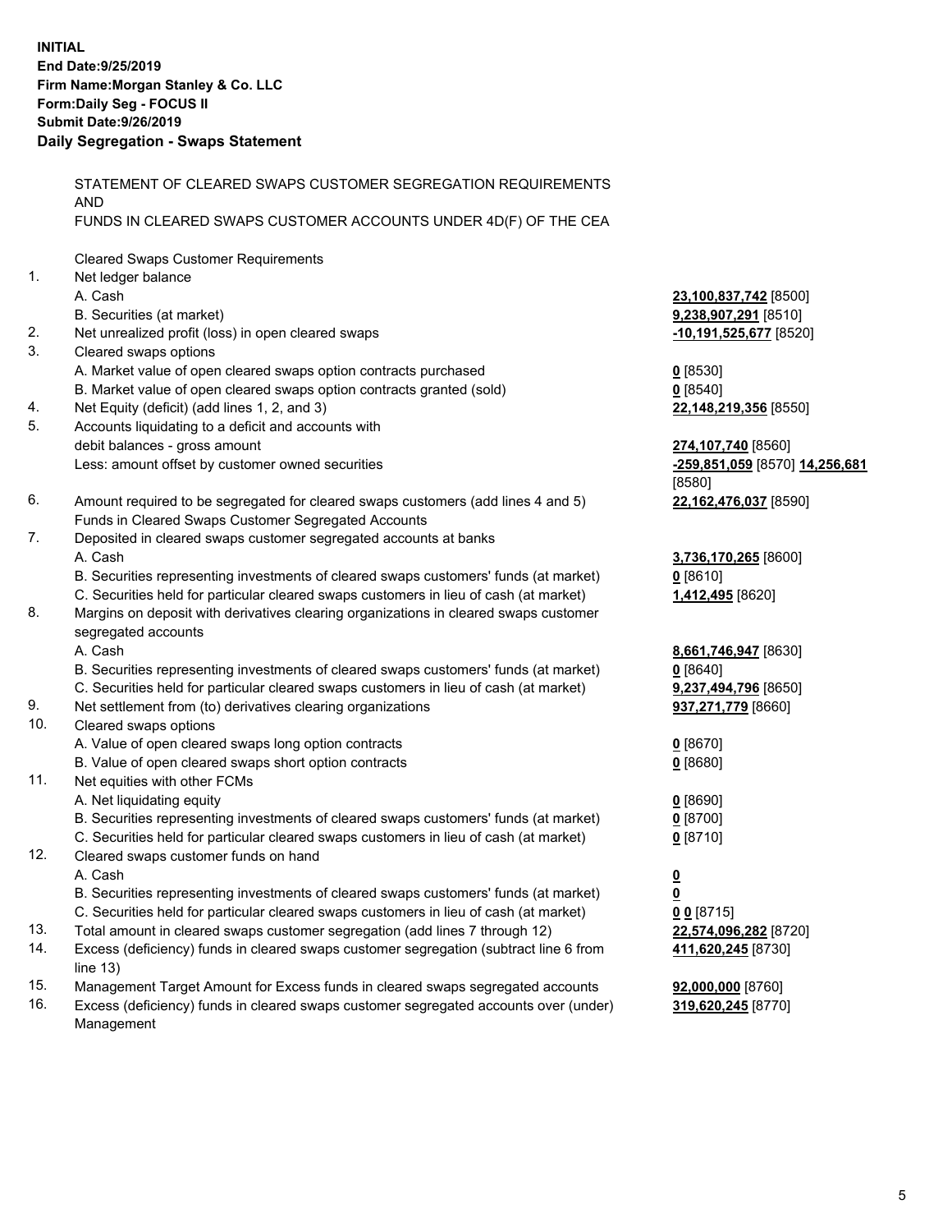**INITIAL**
**End Date:9/25/2019**
**Firm Name:Morgan Stanley & Co. LLC**
**Form:Daily Seg - FOCUS II**
**Submit Date:9/26/2019**
**Daily Segregation - Swaps Statement**

STATEMENT OF CLEARED SWAPS CUSTOMER SEGREGATION REQUIREMENTS AND FUNDS IN CLEARED SWAPS CUSTOMER ACCOUNTS UNDER 4D(F) OF THE CEA

Cleared Swaps Customer Requirements

| | | |
|---|---|---|
| 1. | Net ledger balance | |
| | A. Cash | **23,100,837,742** [8500] |
| | B. Securities (at market) | **9,238,907,291** [8510] |
| 2. | Net unrealized profit (loss) in open cleared swaps | **-10,191,525,677** [8520] |
| 3. | Cleared swaps options | |
| | A. Market value of open cleared swaps option contracts purchased | **0** [8530] |
| | B. Market value of open cleared swaps option contracts granted (sold) | **0** [8540] |
| 4. | Net Equity (deficit) (add lines 1, 2, and 3) | **22,148,219,356** [8550] |
| 5. | Accounts liquidating to a deficit and accounts with debit balances - gross amount | **274,107,740** [8560] |
| | Less: amount offset by customer owned securities | **-259,851,059** [8570] **14,256,681** [8580] |
| 6. | Amount required to be segregated for cleared swaps customers (add lines 4 and 5) | **22,162,476,037** [8590] |
| | Funds in Cleared Swaps Customer Segregated Accounts | |
| 7. | Deposited in cleared swaps customer segregated accounts at banks | |
| | A. Cash | **3,736,170,265** [8600] |
| | B. Securities representing investments of cleared swaps customers' funds (at market) | **0** [8610] |
| | C. Securities held for particular cleared swaps customers in lieu of cash (at market) | **1,412,495** [8620] |
| 8. | Margins on deposit with derivatives clearing organizations in cleared swaps customer segregated accounts | |
| | A. Cash | **8,661,746,947** [8630] |
| | B. Securities representing investments of cleared swaps customers' funds (at market) | **0** [8640] |
| | C. Securities held for particular cleared swaps customers in lieu of cash (at market) | **9,237,494,796** [8650] |
| 9. | Net settlement from (to) derivatives clearing organizations | **937,271,779** [8660] |
| 10. | Cleared swaps options | |
| | A. Value of open cleared swaps long option contracts | **0** [8670] |
| | B. Value of open cleared swaps short option contracts | **0** [8680] |
| 11. | Net equities with other FCMs | |
| | A. Net liquidating equity | **0** [8690] |
| | B. Securities representing investments of cleared swaps customers' funds (at market) | **0** [8700] |
| | C. Securities held for particular cleared swaps customers in lieu of cash (at market) | **0** [8710] |
| 12. | Cleared swaps customer funds on hand | |
| | A. Cash | **0** |
| | B. Securities representing investments of cleared swaps customers' funds (at market) | **0** |
| | C. Securities held for particular cleared swaps customers in lieu of cash (at market) | **0** **0** [8715] |
| 13. | Total amount in cleared swaps customer segregation (add lines 7 through 12) | **22,574,096,282** [8720] |
| 14. | Excess (deficiency) funds in cleared swaps customer segregation (subtract line 6 from line 13) | **411,620,245** [8730] |
| 15. | Management Target Amount for Excess funds in cleared swaps segregated accounts | **92,000,000** [8760] |
| 16. | Excess (deficiency) funds in cleared swaps customer segregated accounts over (under) Management | **319,620,245** [8770] |